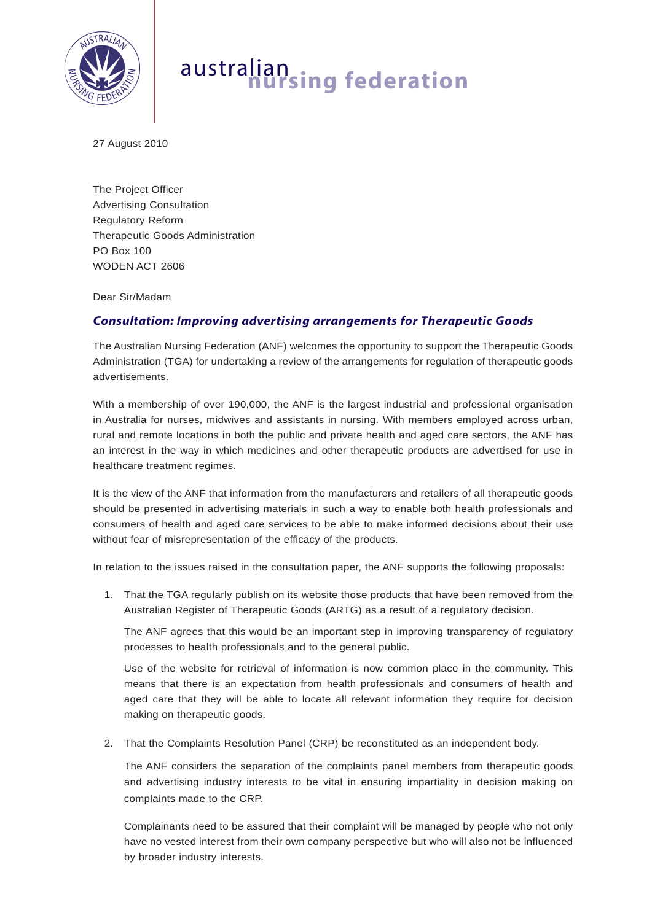australian nursing federation

27 August 2010

The Project Officer
Advertising Consultation
Regulatory Reform
Therapeutic Goods Administration
PO Box 100
WODEN ACT 2606

Dear Sir/Madam

## *Consultation: Improving advertising arrangements for Therapeutic Goods*

The Australian Nursing Federation (ANF) welcomes the opportunity to support the Therapeutic Goods Administration (TGA) for undertaking a review of the arrangements for regulation of therapeutic goods advertisements.

With a membership of over 190,000, the ANF is the largest industrial and professional organisation in Australia for nurses, midwives and assistants in nursing. With members employed across urban, rural and remote locations in both the public and private health and aged care sectors, the ANF has an interest in the way in which medicines and other therapeutic products are advertised for use in healthcare treatment regimes.

It is the view of the ANF that information from the manufacturers and retailers of all therapeutic goods should be presented in advertising materials in such a way to enable both health professionals and consumers of health and aged care services to be able to make informed decisions about their use without fear of misrepresentation of the efficacy of the products.

In relation to the issues raised in the consultation paper, the ANF supports the following proposals:

1. That the TGA regularly publish on its website those products that have been removed from the Australian Register of Therapeutic Goods (ARTG) as a result of a regulatory decision.

   The ANF agrees that this would be an important step in improving transparency of regulatory processes to health professionals and to the general public.

   Use of the website for retrieval of information is now common place in the community. This means that there is an expectation from health professionals and consumers of health and aged care that they will be able to locate all relevant information they require for decision making on therapeutic goods.

2. That the Complaints Resolution Panel (CRP) be reconstituted as an independent body.

   The ANF considers the separation of the complaints panel members from therapeutic goods and advertising industry interests to be vital in ensuring impartiality in decision making on complaints made to the CRP.

   Complainants need to be assured that their complaint will be managed by people who not only have no vested interest from their own company perspective but who will also not be influenced by broader industry interests.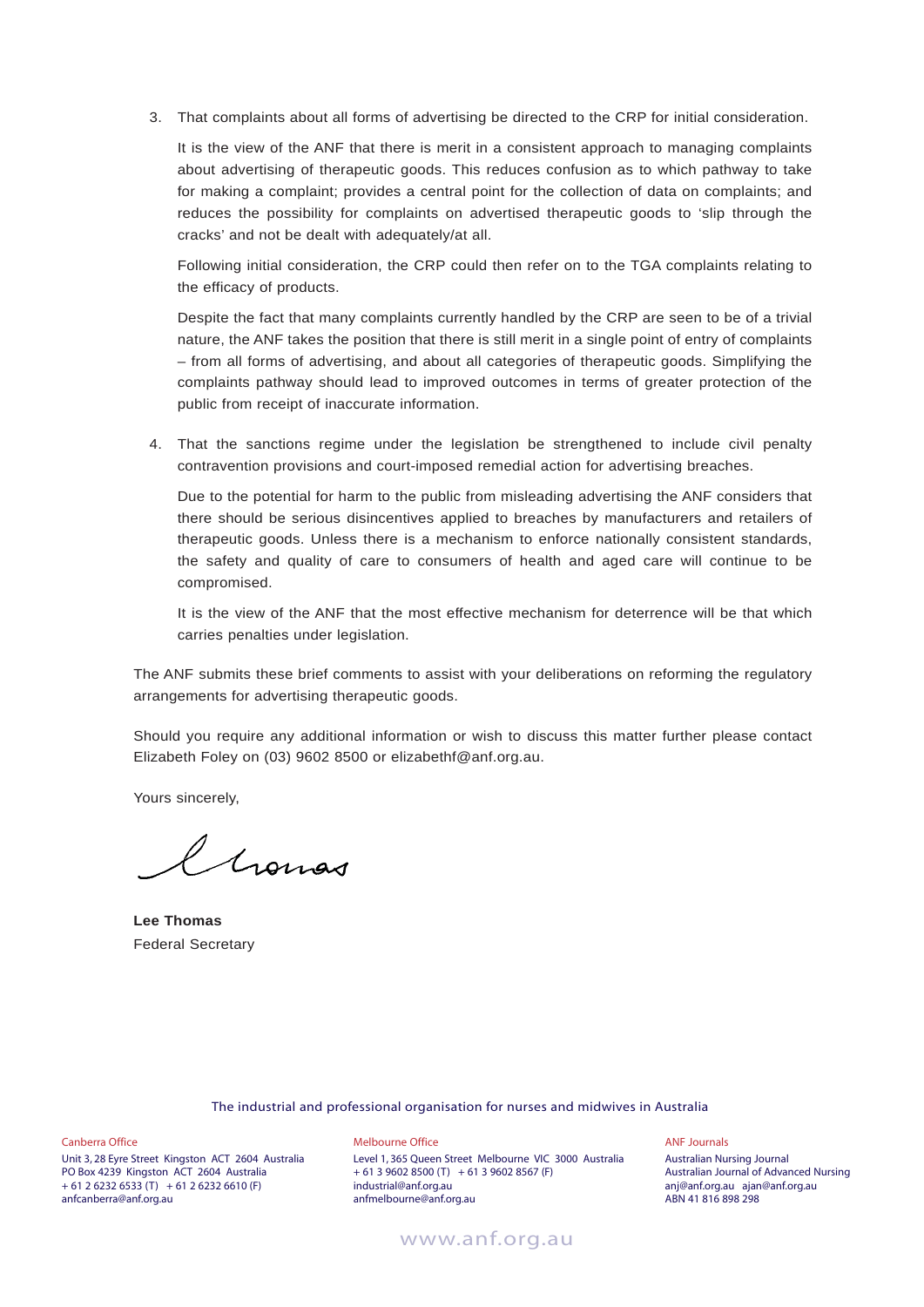3. That complaints about all forms of advertising be directed to the CRP for initial consideration.

   It is the view of the ANF that there is merit in a consistent approach to managing complaints about advertising of therapeutic goods. This reduces confusion as to which pathway to take for making a complaint; provides a central point for the collection of data on complaints; and reduces the possibility for complaints on advertised therapeutic goods to 'slip through the cracks' and not be dealt with adequately/at all.

   Following initial consideration, the CRP could then refer on to the TGA complaints relating to the efficacy of products.

   Despite the fact that many complaints currently handled by the CRP are seen to be of a trivial nature, the ANF takes the position that there is still merit in a single point of entry of complaints – from all forms of advertising, and about all categories of therapeutic goods. Simplifying the complaints pathway should lead to improved outcomes in terms of greater protection of the public from receipt of inaccurate information.

4. That the sanctions regime under the legislation be strengthened to include civil penalty contravention provisions and court-imposed remedial action for advertising breaches.

   Due to the potential for harm to the public from misleading advertising the ANF considers that there should be serious disincentives applied to breaches by manufacturers and retailers of therapeutic goods. Unless there is a mechanism to enforce nationally consistent standards, the safety and quality of care to consumers of health and aged care will continue to be compromised.

   It is the view of the ANF that the most effective mechanism for deterrence will be that which carries penalties under legislation.

The ANF submits these brief comments to assist with your deliberations on reforming the regulatory arrangements for advertising therapeutic goods.

Should you require any additional information or wish to discuss this matter further please contact Elizabeth Foley on (03) 9602 8500 or elizabethf@anf.org.au.

Yours sincerely,

**Lee Thomas**
Federal Secretary

The industrial and professional organisation for nurses and midwives in Australia

Canberra Office
Unit 3, 28 Eyre Street Kingston ACT 2604 Australia
PO Box 4239 Kingston ACT 2604 Australia
+ 61 2 6232 6533 (T) + 61 2 6232 6610 (F)
anfcanberra@anf.org.au

Melbourne Office
Level 1, 365 Queen Street Melbourne VIC 3000 Australia
+ 61 3 9602 8500 (T) + 61 3 9602 8567 (F)
industrial@anf.org.au
anfmelbourne@anf.org.au

ANF Journals
Australian Nursing Journal
Australian Journal of Advanced Nursing
anj@anf.org.au ajan@anf.org.au
ABN 41 816 898 298

www.anf.org.au